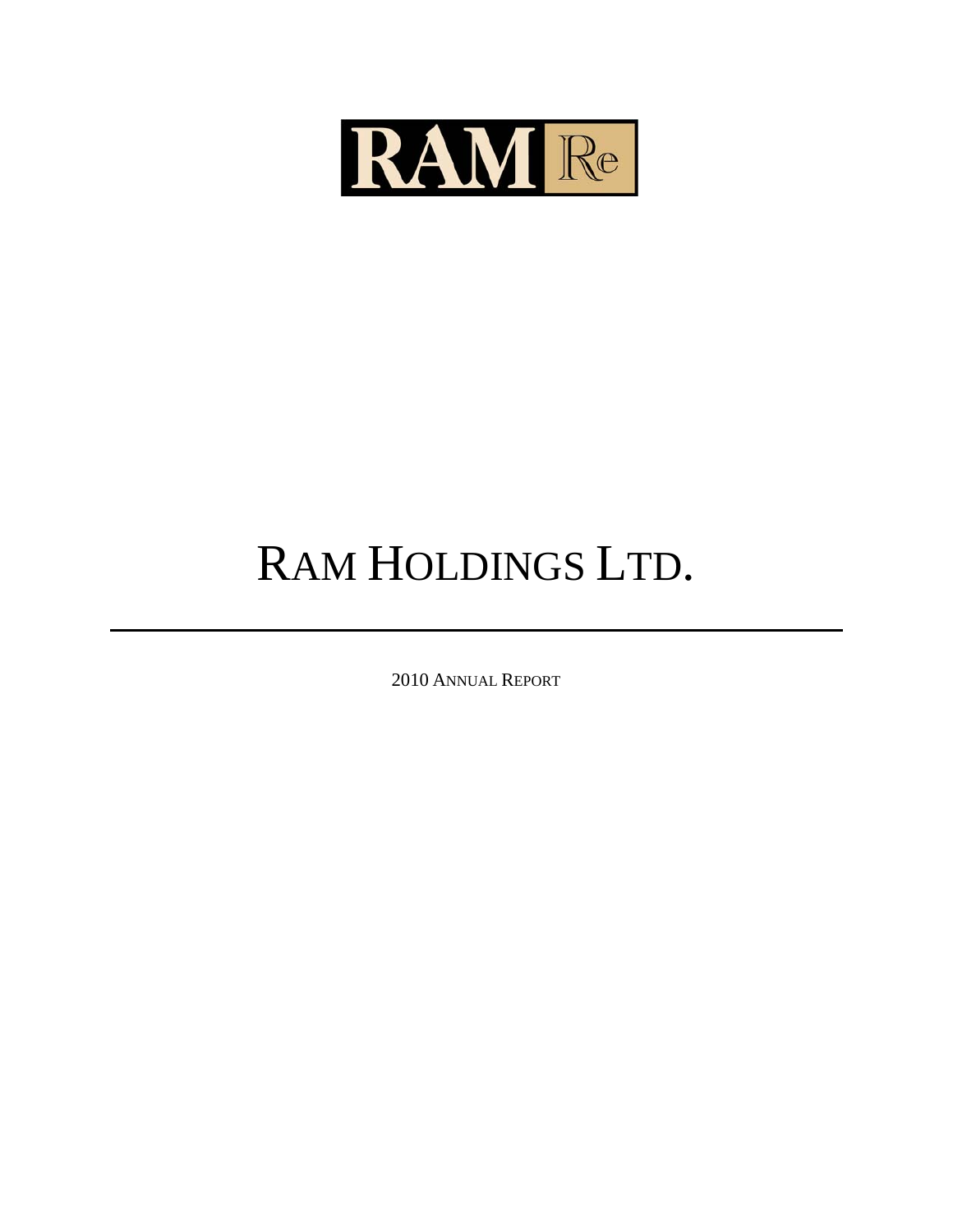RAM Re

# RAM HOLDINGS LTD.

---

2010 ANNUAL REPORT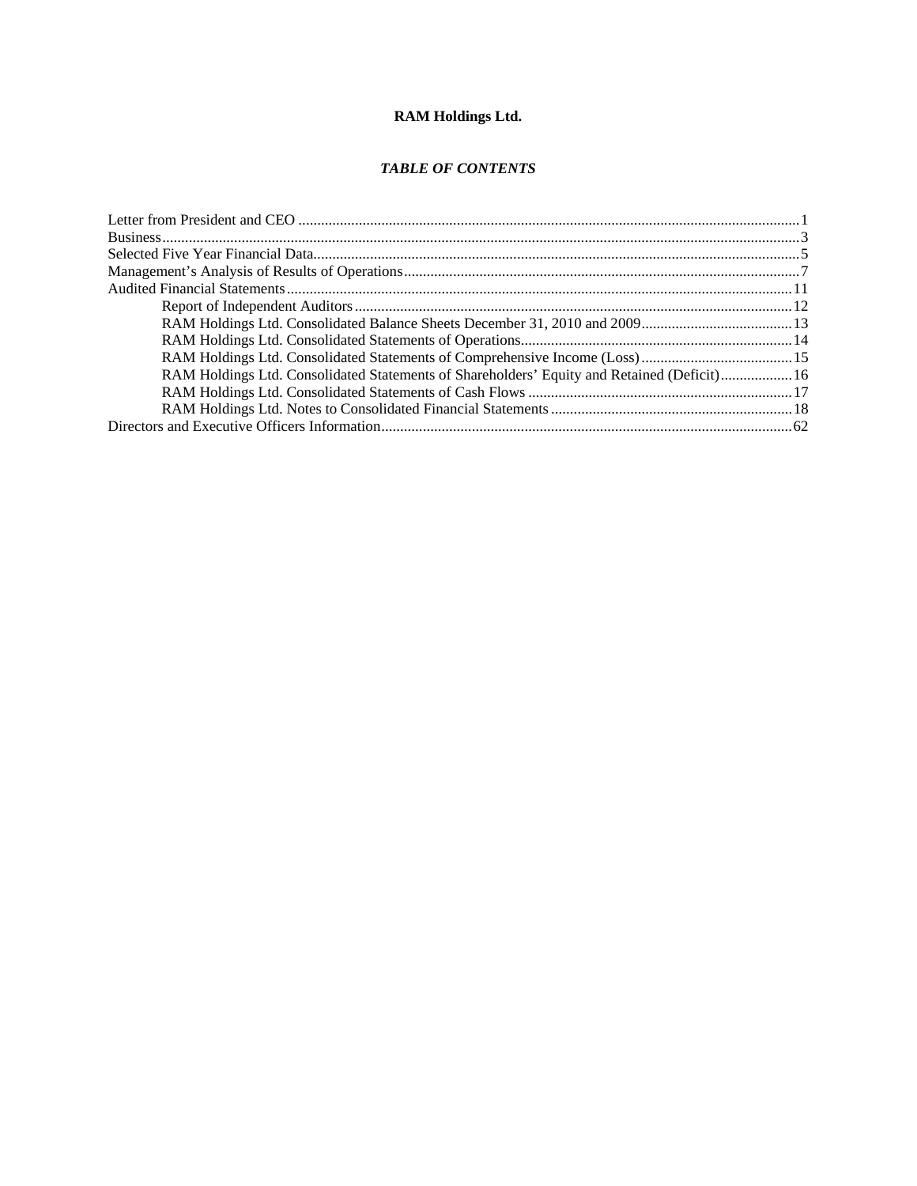**RAM Holdings Ltd.**

***TABLE OF CONTENTS***

| | |
|---|---|
| Letter from President and CEO | 1 |
| Business | 3 |
| Selected Five Year Financial Data | 5 |
| Management's Analysis of Results of Operations | 7 |
| Audited Financial Statements | 11 |
| Report of Independent Auditors | 12 |
| RAM Holdings Ltd. Consolidated Balance Sheets December 31, 2010 and 2009 | 13 |
| RAM Holdings Ltd. Consolidated Statements of Operations | 14 |
| RAM Holdings Ltd. Consolidated Statements of Comprehensive Income (Loss) | 15 |
| RAM Holdings Ltd. Consolidated Statements of Shareholders' Equity and Retained (Deficit) | 16 |
| RAM Holdings Ltd. Consolidated Statements of Cash Flows | 17 |
| RAM Holdings Ltd. Notes to Consolidated Financial Statements | 18 |
| Directors and Executive Officers Information | 62 |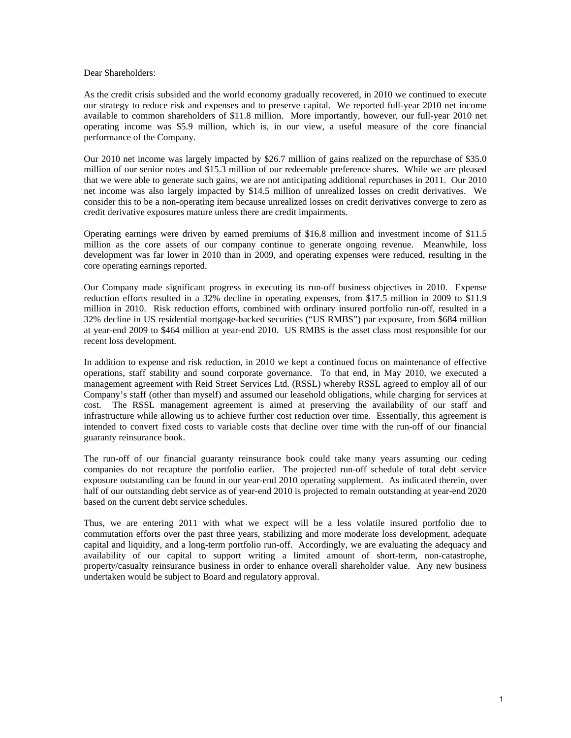Dear Shareholders:

As the credit crisis subsided and the world economy gradually recovered, in 2010 we continued to execute our strategy to reduce risk and expenses and to preserve capital. We reported full-year 2010 net income available to common shareholders of $11.8 million. More importantly, however, our full-year 2010 net operating income was $5.9 million, which is, in our view, a useful measure of the core financial performance of the Company.

Our 2010 net income was largely impacted by $26.7 million of gains realized on the repurchase of $35.0 million of our senior notes and $15.3 million of our redeemable preference shares. While we are pleased that we were able to generate such gains, we are not anticipating additional repurchases in 2011. Our 2010 net income was also largely impacted by $14.5 million of unrealized losses on credit derivatives. We consider this to be a non-operating item because unrealized losses on credit derivatives converge to zero as credit derivative exposures mature unless there are credit impairments.

Operating earnings were driven by earned premiums of $16.8 million and investment income of $11.5 million as the core assets of our company continue to generate ongoing revenue. Meanwhile, loss development was far lower in 2010 than in 2009, and operating expenses were reduced, resulting in the core operating earnings reported.

Our Company made significant progress in executing its run-off business objectives in 2010. Expense reduction efforts resulted in a 32% decline in operating expenses, from $17.5 million in 2009 to $11.9 million in 2010. Risk reduction efforts, combined with ordinary insured portfolio run-off, resulted in a 32% decline in US residential mortgage-backed securities ("US RMBS") par exposure, from $684 million at year-end 2009 to $464 million at year-end 2010. US RMBS is the asset class most responsible for our recent loss development.

In addition to expense and risk reduction, in 2010 we kept a continued focus on maintenance of effective operations, staff stability and sound corporate governance. To that end, in May 2010, we executed a management agreement with Reid Street Services Ltd. (RSSL) whereby RSSL agreed to employ all of our Company's staff (other than myself) and assumed our leasehold obligations, while charging for services at cost. The RSSL management agreement is aimed at preserving the availability of our staff and infrastructure while allowing us to achieve further cost reduction over time. Essentially, this agreement is intended to convert fixed costs to variable costs that decline over time with the run-off of our financial guaranty reinsurance book.

The run-off of our financial guaranty reinsurance book could take many years assuming our ceding companies do not recapture the portfolio earlier. The projected run-off schedule of total debt service exposure outstanding can be found in our year-end 2010 operating supplement. As indicated therein, over half of our outstanding debt service as of year-end 2010 is projected to remain outstanding at year-end 2020 based on the current debt service schedules.

Thus, we are entering 2011 with what we expect will be a less volatile insured portfolio due to commutation efforts over the past three years, stabilizing and more moderate loss development, adequate capital and liquidity, and a long-term portfolio run-off. Accordingly, we are evaluating the adequacy and availability of our capital to support writing a limited amount of short-term, non-catastrophe, property/casualty reinsurance business in order to enhance overall shareholder value. Any new business undertaken would be subject to Board and regulatory approval.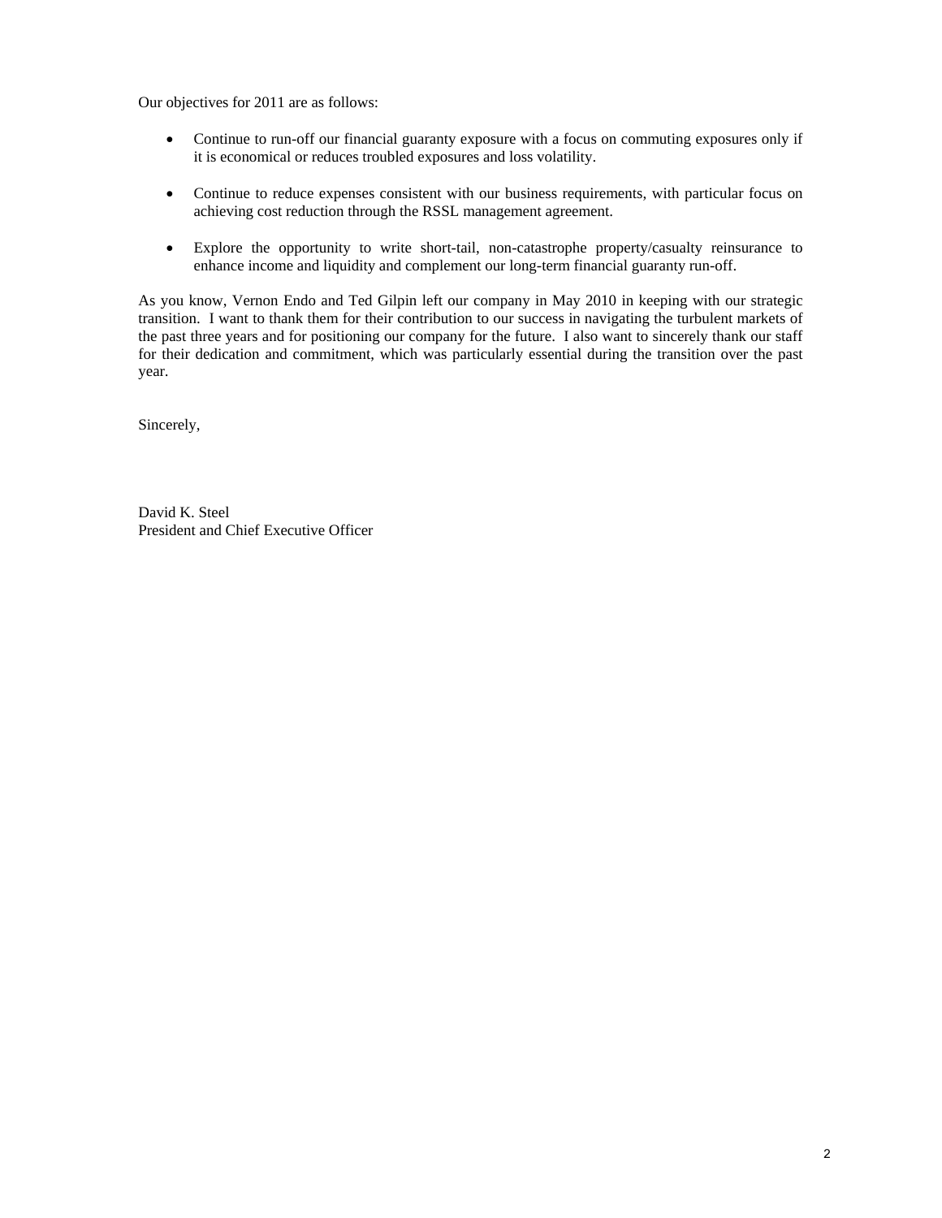Our objectives for 2011 are as follows:

- Continue to run-off our financial guaranty exposure with a focus on commuting exposures only if it is economical or reduces troubled exposures and loss volatility.
- Continue to reduce expenses consistent with our business requirements, with particular focus on achieving cost reduction through the RSSL management agreement.
- Explore the opportunity to write short-tail, non-catastrophe property/casualty reinsurance to enhance income and liquidity and complement our long-term financial guaranty run-off.

As you know, Vernon Endo and Ted Gilpin left our company in May 2010 in keeping with our strategic transition. I want to thank them for their contribution to our success in navigating the turbulent markets of the past three years and for positioning our company for the future. I also want to sincerely thank our staff for their dedication and commitment, which was particularly essential during the transition over the past year.

Sincerely,

David K. Steel
President and Chief Executive Officer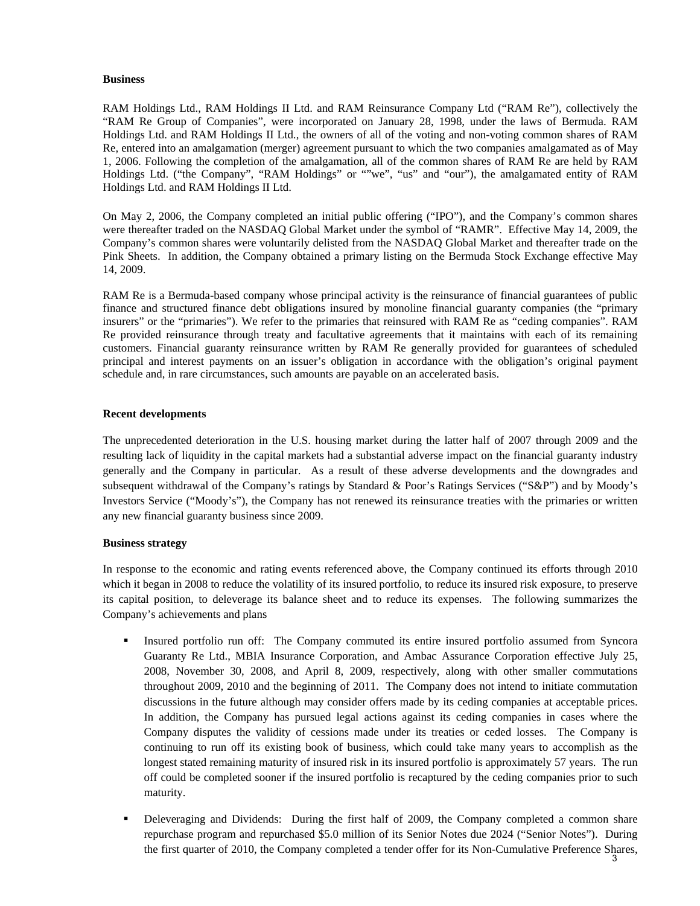**Business**

RAM Holdings Ltd., RAM Holdings II Ltd. and RAM Reinsurance Company Ltd ("RAM Re"), collectively the "RAM Re Group of Companies", were incorporated on January 28, 1998, under the laws of Bermuda. RAM Holdings Ltd. and RAM Holdings II Ltd., the owners of all of the voting and non-voting common shares of RAM Re, entered into an amalgamation (merger) agreement pursuant to which the two companies amalgamated as of May 1, 2006. Following the completion of the amalgamation, all of the common shares of RAM Re are held by RAM Holdings Ltd. ("the Company", "RAM Holdings" or ""we", "us" and "our"), the amalgamated entity of RAM Holdings Ltd. and RAM Holdings II Ltd.

On May 2, 2006, the Company completed an initial public offering ("IPO"), and the Company's common shares were thereafter traded on the NASDAQ Global Market under the symbol of "RAMR". Effective May 14, 2009, the Company's common shares were voluntarily delisted from the NASDAQ Global Market and thereafter trade on the Pink Sheets. In addition, the Company obtained a primary listing on the Bermuda Stock Exchange effective May 14, 2009.

RAM Re is a Bermuda-based company whose principal activity is the reinsurance of financial guarantees of public finance and structured finance debt obligations insured by monoline financial guaranty companies (the "primary insurers" or the "primaries"). We refer to the primaries that reinsured with RAM Re as "ceding companies". RAM Re provided reinsurance through treaty and facultative agreements that it maintains with each of its remaining customers. Financial guaranty reinsurance written by RAM Re generally provided for guarantees of scheduled principal and interest payments on an issuer's obligation in accordance with the obligation's original payment schedule and, in rare circumstances, such amounts are payable on an accelerated basis.

**Recent developments**

The unprecedented deterioration in the U.S. housing market during the latter half of 2007 through 2009 and the resulting lack of liquidity in the capital markets had a substantial adverse impact on the financial guaranty industry generally and the Company in particular. As a result of these adverse developments and the downgrades and subsequent withdrawal of the Company's ratings by Standard & Poor's Ratings Services ("S&P") and by Moody's Investors Service ("Moody's"), the Company has not renewed its reinsurance treaties with the primaries or written any new financial guaranty business since 2009.

**Business strategy**

In response to the economic and rating events referenced above, the Company continued its efforts through 2010 which it began in 2008 to reduce the volatility of its insured portfolio, to reduce its insured risk exposure, to preserve its capital position, to deleverage its balance sheet and to reduce its expenses. The following summarizes the Company's achievements and plans

- Insured portfolio run off: The Company commuted its entire insured portfolio assumed from Syncora Guaranty Re Ltd., MBIA Insurance Corporation, and Ambac Assurance Corporation effective July 25, 2008, November 30, 2008, and April 8, 2009, respectively, along with other smaller commutations throughout 2009, 2010 and the beginning of 2011. The Company does not intend to initiate commutation discussions in the future although may consider offers made by its ceding companies at acceptable prices. In addition, the Company has pursued legal actions against its ceding companies in cases where the Company disputes the validity of cessions made under its treaties or ceded losses. The Company is continuing to run off its existing book of business, which could take many years to accomplish as the longest stated remaining maturity of insured risk in its insured portfolio is approximately 57 years. The run off could be completed sooner if the insured portfolio is recaptured by the ceding companies prior to such maturity.

- Deleveraging and Dividends: During the first half of 2009, the Company completed a common share repurchase program and repurchased $5.0 million of its Senior Notes due 2024 ("Senior Notes"). During the first quarter of 2010, the Company completed a tender offer for its Non-Cumulative Preference Shares,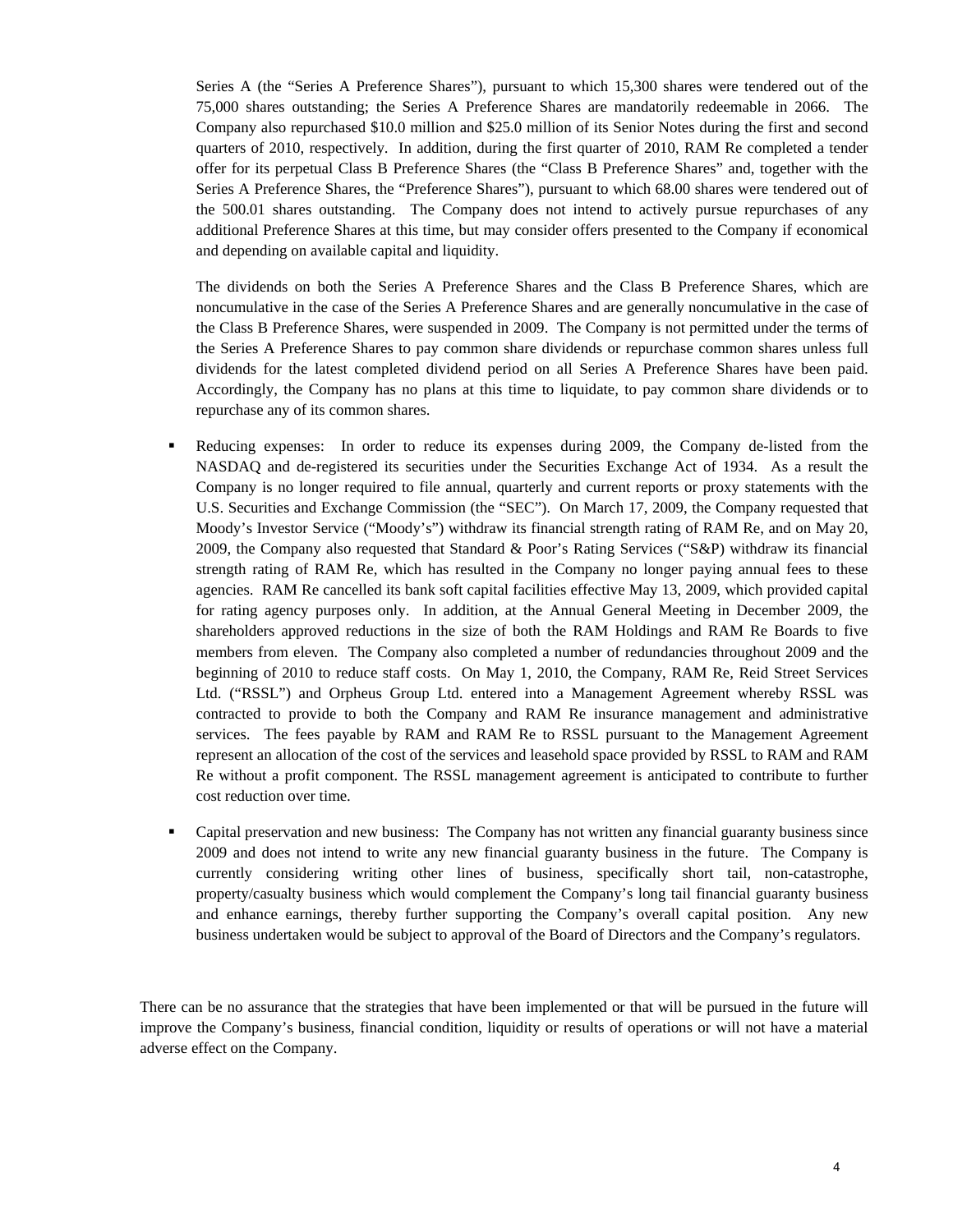Series A (the "Series A Preference Shares"), pursuant to which 15,300 shares were tendered out of the 75,000 shares outstanding; the Series A Preference Shares are mandatorily redeemable in 2066. The Company also repurchased $10.0 million and $25.0 million of its Senior Notes during the first and second quarters of 2010, respectively. In addition, during the first quarter of 2010, RAM Re completed a tender offer for its perpetual Class B Preference Shares (the "Class B Preference Shares" and, together with the Series A Preference Shares, the "Preference Shares"), pursuant to which 68.00 shares were tendered out of the 500.01 shares outstanding. The Company does not intend to actively pursue repurchases of any additional Preference Shares at this time, but may consider offers presented to the Company if economical and depending on available capital and liquidity.

The dividends on both the Series A Preference Shares and the Class B Preference Shares, which are noncumulative in the case of the Series A Preference Shares and are generally noncumulative in the case of the Class B Preference Shares, were suspended in 2009. The Company is not permitted under the terms of the Series A Preference Shares to pay common share dividends or repurchase common shares unless full dividends for the latest completed dividend period on all Series A Preference Shares have been paid. Accordingly, the Company has no plans at this time to liquidate, to pay common share dividends or to repurchase any of its common shares.

- Reducing expenses: In order to reduce its expenses during 2009, the Company de-listed from the NASDAQ and de-registered its securities under the Securities Exchange Act of 1934. As a result the Company is no longer required to file annual, quarterly and current reports or proxy statements with the U.S. Securities and Exchange Commission (the "SEC"). On March 17, 2009, the Company requested that Moody's Investor Service ("Moody's") withdraw its financial strength rating of RAM Re, and on May 20, 2009, the Company also requested that Standard & Poor's Rating Services ("S&P) withdraw its financial strength rating of RAM Re, which has resulted in the Company no longer paying annual fees to these agencies. RAM Re cancelled its bank soft capital facilities effective May 13, 2009, which provided capital for rating agency purposes only. In addition, at the Annual General Meeting in December 2009, the shareholders approved reductions in the size of both the RAM Holdings and RAM Re Boards to five members from eleven. The Company also completed a number of redundancies throughout 2009 and the beginning of 2010 to reduce staff costs. On May 1, 2010, the Company, RAM Re, Reid Street Services Ltd. ("RSSL") and Orpheus Group Ltd. entered into a Management Agreement whereby RSSL was contracted to provide to both the Company and RAM Re insurance management and administrative services. The fees payable by RAM and RAM Re to RSSL pursuant to the Management Agreement represent an allocation of the cost of the services and leasehold space provided by RSSL to RAM and RAM Re without a profit component. The RSSL management agreement is anticipated to contribute to further cost reduction over time.

- Capital preservation and new business: The Company has not written any financial guaranty business since 2009 and does not intend to write any new financial guaranty business in the future. The Company is currently considering writing other lines of business, specifically short tail, non-catastrophe, property/casualty business which would complement the Company's long tail financial guaranty business and enhance earnings, thereby further supporting the Company's overall capital position. Any new business undertaken would be subject to approval of the Board of Directors and the Company's regulators.

There can be no assurance that the strategies that have been implemented or that will be pursued in the future will improve the Company's business, financial condition, liquidity or results of operations or will not have a material adverse effect on the Company.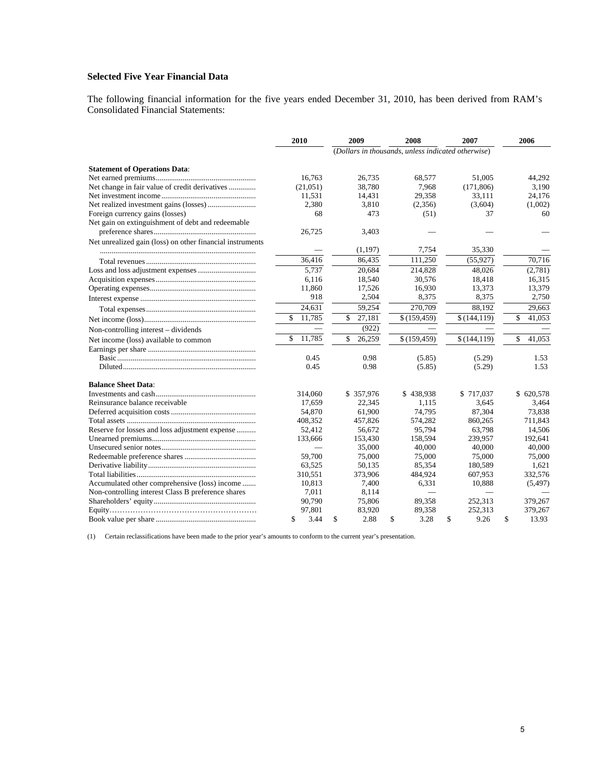### Selected Five Year Financial Data

The following financial information for the five years ended December 31, 2010, has been derived from RAM's Consolidated Financial Statements:

| | 2010 | 2009 | 2008 | 2007 | 2006 |
|---|---|---|---|---|---|
| | | *(Dollars in thousands, unless indicated otherwise)* | | | |
| **Statement of Operations Data**: | | | | | |
| Net earned premiums | 16,763 | 26,735 | 68,577 | 51,005 | 44,292 |
| Net change in fair value of credit derivatives | (21,051) | 38,780 | 7,968 | (171,806) | 3,190 |
| Net investment income | 11,531 | 14,431 | 29,358 | 33,111 | 24,176 |
| Net realized investment gains (losses) | 2,380 | 3,810 | (2,356) | (3,604) | (1,002) |
| Foreign currency gains (losses) | 68 | 473 | (51) | 37 | 60 |
| Net gain on extinguishment of debt and redeemable preference shares | 26,725 | 3,403 | — | — | — |
| Net unrealized gain (loss) on other financial instruments | — | (1,197) | 7,754 | 35,330 | — |
| Total revenues | 36,416 | 86,435 | 111,250 | (55,927) | 70,716 |
| Loss and loss adjustment expenses | 5,737 | 20,684 | 214,828 | 48,026 | (2,781) |
| Acquisition expenses | 6,116 | 18,540 | 30,576 | 18,418 | 16,315 |
| Operating expenses | 11,860 | 17,526 | 16,930 | 13,373 | 13,379 |
| Interest expense | 918 | 2,504 | 8,375 | 8,375 | 2,750 |
| Total expenses | 24,631 | 59,254 | 270,709 | 88,192 | 29,663 |
| Net income (loss) | $ 11,785 | $ 27,181 | $ (159,459) | $ (144,119) | $ 41,053 |
| Non-controlling interest – dividends | — | (922) | — | — | — |
| Net income (loss) available to common | $ 11,785 | $ 26,259 | $ (159,459) | $ (144,119) | $ 41,053 |
| Earnings per share | | | | | |
| Basic | 0.45 | 0.98 | (5.85) | (5.29) | 1.53 |
| Diluted | 0.45 | 0.98 | (5.85) | (5.29) | 1.53 |
| **Balance Sheet Data**: | | | | | |
| Investments and cash | 314,060 | $ 357,976 | $ 438,938 | $ 717,037 | $ 620,578 |
| Reinsurance balance receivable | 17,659 | 22,345 | 1,115 | 3,645 | 3,464 |
| Deferred acquisition costs | 54,870 | 61,900 | 74,795 | 87,304 | 73,838 |
| Total assets | 408,352 | 457,826 | 574,282 | 860,265 | 711,843 |
| Reserve for losses and loss adjustment expense | 52,412 | 56,672 | 95,794 | 63,798 | 14,506 |
| Unearned premiums | 133,666 | 153,430 | 158,594 | 239,957 | 192,641 |
| Unsecured senior notes | — | 35,000 | 40,000 | 40,000 | 40,000 |
| Redeemable preference shares | 59,700 | 75,000 | 75,000 | 75,000 | 75,000 |
| Derivative liability | 63,525 | 50,135 | 85,354 | 180,589 | 1,621 |
| Total liabilities | 310,551 | 373,906 | 484,924 | 607,953 | 332,576 |
| Accumulated other comprehensive (loss) income | 10,813 | 7,400 | 6,331 | 10,888 | (5,497) |
| Non-controlling interest Class B preference shares | 7,011 | 8,114 | — | — | — |
| Shareholders' equity | 90,790 | 75,806 | 89,358 | 252,313 | 379,267 |
| Equity | 97,801 | 83,920 | 89,358 | 252,313 | 379,267 |
| Book value per share | $ 3.44 | $ 2.88 | $ 3.28 | $ 9.26 | $ 13.93 |

(1) Certain reclassifications have been made to the prior year's amounts to conform to the current year's presentation.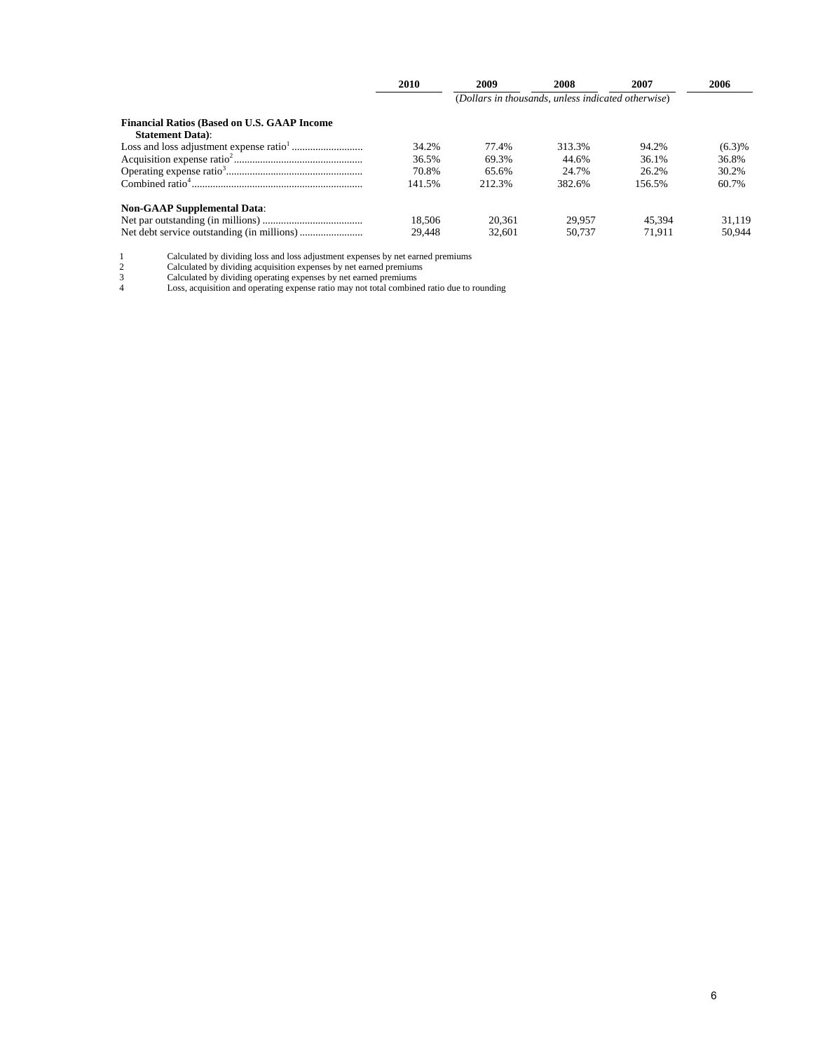| | 2010 | 2009 | 2008 | 2007 | 2006 |
|---|---|---|---|---|---|
| | | *(Dollars in thousands, unless indicated otherwise)* | | | |
| **Financial Ratios (Based on U.S. GAAP Income Statement Data)**: | | | | | |
| Loss and loss adjustment expense ratio[1] | 34.2% | 77.4% | 313.3% | 94.2% | (6.3)% |
| Acquisition expense ratio[2] | 36.5% | 69.3% | 44.6% | 36.1% | 36.8% |
| Operating expense ratio[3] | 70.8% | 65.6% | 24.7% | 26.2% | 30.2% |
| Combined ratio[4] | 141.5% | 212.3% | 382.6% | 156.5% | 60.7% |
| **Non-GAAP Supplemental Data**: | | | | | |
| Net par outstanding (in millions) | 18,506 | 20,361 | 29,957 | 45,394 | 31,119 |
| Net debt service outstanding (in millions) | 29,448 | 32,601 | 50,737 | 71,911 | 50,944 |

1 Calculated by dividing loss and loss adjustment expenses by net earned premiums
2 Calculated by dividing acquisition expenses by net earned premiums
3 Calculated by dividing operating expenses by net earned premiums
4 Loss, acquisition and operating expense ratio may not total combined ratio due to rounding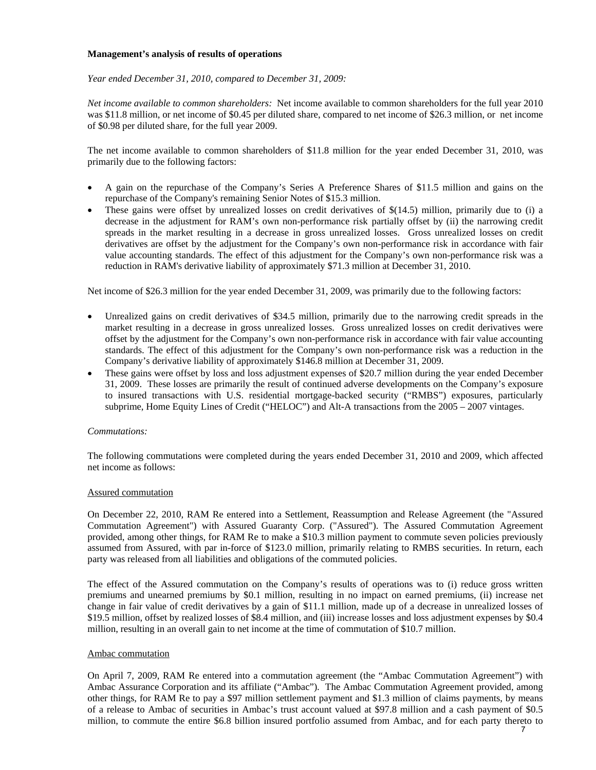**Management's analysis of results of operations**

*Year ended December 31, 2010, compared to December 31, 2009:*

*Net income available to common shareholders:* Net income available to common shareholders for the full year 2010 was $11.8 million, or net income of $0.45 per diluted share, compared to net income of $26.3 million, or net income of $0.98 per diluted share, for the full year 2009.

The net income available to common shareholders of $11.8 million for the year ended December 31, 2010, was primarily due to the following factors:

- A gain on the repurchase of the Company's Series A Preference Shares of $11.5 million and gains on the repurchase of the Company's remaining Senior Notes of $15.3 million.
- These gains were offset by unrealized losses on credit derivatives of $(14.5) million, primarily due to (i) a decrease in the adjustment for RAM's own non-performance risk partially offset by (ii) the narrowing credit spreads in the market resulting in a decrease in gross unrealized losses. Gross unrealized losses on credit derivatives are offset by the adjustment for the Company's own non-performance risk in accordance with fair value accounting standards. The effect of this adjustment for the Company's own non-performance risk was a reduction in RAM's derivative liability of approximately $71.3 million at December 31, 2010.

Net income of $26.3 million for the year ended December 31, 2009, was primarily due to the following factors:

- Unrealized gains on credit derivatives of $34.5 million, primarily due to the narrowing credit spreads in the market resulting in a decrease in gross unrealized losses. Gross unrealized losses on credit derivatives were offset by the adjustment for the Company's own non-performance risk in accordance with fair value accounting standards. The effect of this adjustment for the Company's own non-performance risk was a reduction in the Company's derivative liability of approximately $146.8 million at December 31, 2009.
- These gains were offset by loss and loss adjustment expenses of $20.7 million during the year ended December 31, 2009. These losses are primarily the result of continued adverse developments on the Company's exposure to insured transactions with U.S. residential mortgage-backed security ("RMBS") exposures, particularly subprime, Home Equity Lines of Credit ("HELOC") and Alt-A transactions from the 2005 – 2007 vintages.

*Commutations:*

The following commutations were completed during the years ended December 31, 2010 and 2009, which affected net income as follows:

<u>Assured commutation</u>

On December 22, 2010, RAM Re entered into a Settlement, Reassumption and Release Agreement (the "Assured Commutation Agreement") with Assured Guaranty Corp. ("Assured"). The Assured Commutation Agreement provided, among other things, for RAM Re to make a $10.3 million payment to commute seven policies previously assumed from Assured, with par in-force of $123.0 million, primarily relating to RMBS securities. In return, each party was released from all liabilities and obligations of the commuted policies.

The effect of the Assured commutation on the Company's results of operations was to (i) reduce gross written premiums and unearned premiums by $0.1 million, resulting in no impact on earned premiums, (ii) increase net change in fair value of credit derivatives by a gain of $11.1 million, made up of a decrease in unrealized losses of $19.5 million, offset by realized losses of $8.4 million, and (iii) increase losses and loss adjustment expenses by $0.4 million, resulting in an overall gain to net income at the time of commutation of $10.7 million.

<u>Ambac commutation</u>

On April 7, 2009, RAM Re entered into a commutation agreement (the "Ambac Commutation Agreement") with Ambac Assurance Corporation and its affiliate ("Ambac"). The Ambac Commutation Agreement provided, among other things, for RAM Re to pay a $97 million settlement payment and $1.3 million of claims payments, by means of a release to Ambac of securities in Ambac's trust account valued at $97.8 million and a cash payment of $0.5 million, to commute the entire $6.8 billion insured portfolio assumed from Ambac, and for each party thereto to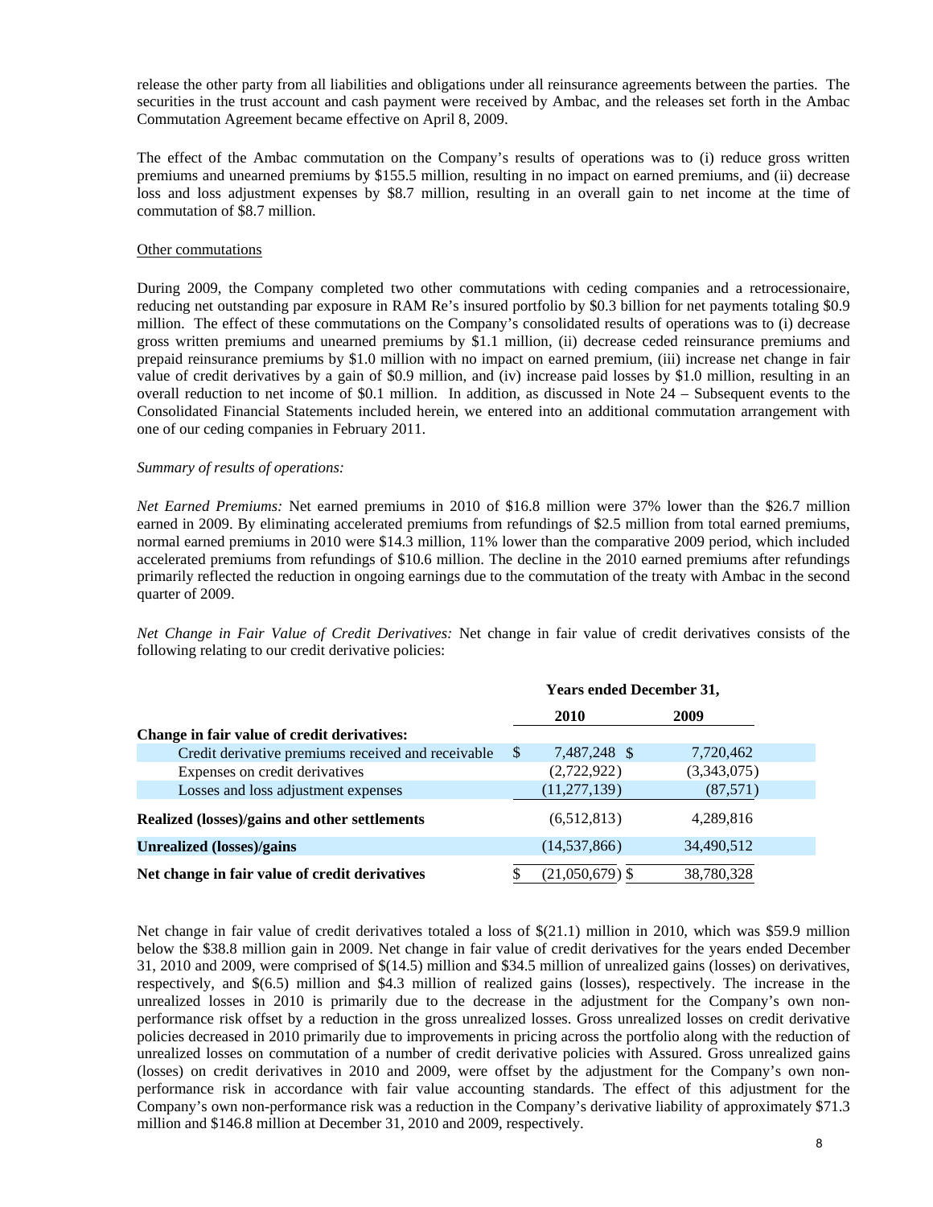release the other party from all liabilities and obligations under all reinsurance agreements between the parties. The securities in the trust account and cash payment were received by Ambac, and the releases set forth in the Ambac Commutation Agreement became effective on April 8, 2009.

The effect of the Ambac commutation on the Company's results of operations was to (i) reduce gross written premiums and unearned premiums by $155.5 million, resulting in no impact on earned premiums, and (ii) decrease loss and loss adjustment expenses by $8.7 million, resulting in an overall gain to net income at the time of commutation of $8.7 million.

Other commutations

During 2009, the Company completed two other commutations with ceding companies and a retrocessionaire, reducing net outstanding par exposure in RAM Re's insured portfolio by $0.3 billion for net payments totaling $0.9 million. The effect of these commutations on the Company's consolidated results of operations was to (i) decrease gross written premiums and unearned premiums by $1.1 million, (ii) decrease ceded reinsurance premiums and prepaid reinsurance premiums by $1.0 million with no impact on earned premium, (iii) increase net change in fair value of credit derivatives by a gain of $0.9 million, and (iv) increase paid losses by $1.0 million, resulting in an overall reduction to net income of $0.1 million. In addition, as discussed in Note 24 – Subsequent events to the Consolidated Financial Statements included herein, we entered into an additional commutation arrangement with one of our ceding companies in February 2011.

*Summary of results of operations:*

*Net Earned Premiums:* Net earned premiums in 2010 of $16.8 million were 37% lower than the $26.7 million earned in 2009. By eliminating accelerated premiums from refundings of $2.5 million from total earned premiums, normal earned premiums in 2010 were $14.3 million, 11% lower than the comparative 2009 period, which included accelerated premiums from refundings of $10.6 million. The decline in the 2010 earned premiums after refundings primarily reflected the reduction in ongoing earnings due to the commutation of the treaty with Ambac in the second quarter of 2009.

*Net Change in Fair Value of Credit Derivatives:* Net change in fair value of credit derivatives consists of the following relating to our credit derivative policies:

| | Years ended December 31, | |
|---|---|---|
| | **2010** | **2009** |
| **Change in fair value of credit derivatives:** | | |
| Credit derivative premiums received and receivable | $ 7,487,248 | $ 7,720,462 |
| Expenses on credit derivatives | (2,722,922) | (3,343,075) |
| Losses and loss adjustment expenses | (11,277,139) | (87,571) |
| **Realized (losses)/gains and other settlements** | (6,512,813) | 4,289,816 |
| **Unrealized (losses)/gains** | (14,537,866) | 34,490,512 |
| **Net change in fair value of credit derivatives** | $ (21,050,679) | $ 38,780,328 |

Net change in fair value of credit derivatives totaled a loss of $(21.1) million in 2010, which was $59.9 million below the $38.8 million gain in 2009. Net change in fair value of credit derivatives for the years ended December 31, 2010 and 2009, were comprised of $(14.5) million and $34.5 million of unrealized gains (losses) on derivatives, respectively, and $(6.5) million and $4.3 million of realized gains (losses), respectively. The increase in the unrealized losses in 2010 is primarily due to the decrease in the adjustment for the Company's own non-performance risk offset by a reduction in the gross unrealized losses. Gross unrealized losses on credit derivative policies decreased in 2010 primarily due to improvements in pricing across the portfolio along with the reduction of unrealized losses on commutation of a number of credit derivative policies with Assured. Gross unrealized gains (losses) on credit derivatives in 2010 and 2009, were offset by the adjustment for the Company's own non-performance risk in accordance with fair value accounting standards. The effect of this adjustment for the Company's own non-performance risk was a reduction in the Company's derivative liability of approximately $71.3 million and $146.8 million at December 31, 2010 and 2009, respectively.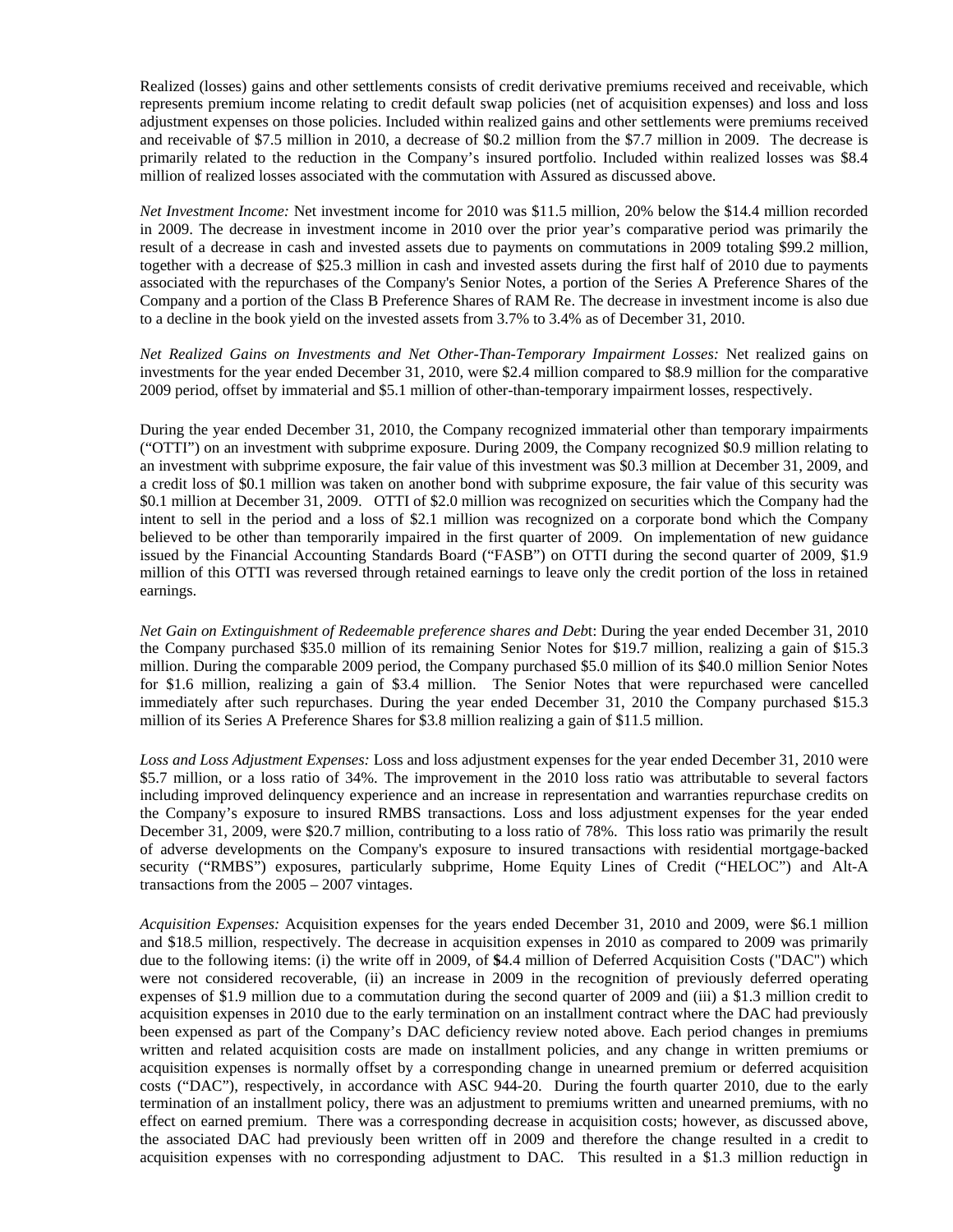Realized (losses) gains and other settlements consists of credit derivative premiums received and receivable, which represents premium income relating to credit default swap policies (net of acquisition expenses) and loss and loss adjustment expenses on those policies. Included within realized gains and other settlements were premiums received and receivable of $7.5 million in 2010, a decrease of $0.2 million from the $7.7 million in 2009. The decrease is primarily related to the reduction in the Company's insured portfolio. Included within realized losses was $8.4 million of realized losses associated with the commutation with Assured as discussed above.

*Net Investment Income:* Net investment income for 2010 was $11.5 million, 20% below the $14.4 million recorded in 2009. The decrease in investment income in 2010 over the prior year's comparative period was primarily the result of a decrease in cash and invested assets due to payments on commutations in 2009 totaling $99.2 million, together with a decrease of $25.3 million in cash and invested assets during the first half of 2010 due to payments associated with the repurchases of the Company's Senior Notes, a portion of the Series A Preference Shares of the Company and a portion of the Class B Preference Shares of RAM Re. The decrease in investment income is also due to a decline in the book yield on the invested assets from 3.7% to 3.4% as of December 31, 2010.

*Net Realized Gains on Investments and Net Other-Than-Temporary Impairment Losses:* Net realized gains on investments for the year ended December 31, 2010, were $2.4 million compared to $8.9 million for the comparative 2009 period, offset by immaterial and $5.1 million of other-than-temporary impairment losses, respectively.

During the year ended December 31, 2010, the Company recognized immaterial other than temporary impairments ("OTTI") on an investment with subprime exposure. During 2009, the Company recognized $0.9 million relating to an investment with subprime exposure, the fair value of this investment was $0.3 million at December 31, 2009, and a credit loss of $0.1 million was taken on another bond with subprime exposure, the fair value of this security was $0.1 million at December 31, 2009. OTTI of $2.0 million was recognized on securities which the Company had the intent to sell in the period and a loss of $2.1 million was recognized on a corporate bond which the Company believed to be other than temporarily impaired in the first quarter of 2009. On implementation of new guidance issued by the Financial Accounting Standards Board ("FASB") on OTTI during the second quarter of 2009, $1.9 million of this OTTI was reversed through retained earnings to leave only the credit portion of the loss in retained earnings.

*Net Gain on Extinguishment of Redeemable preference shares and Deb*t: During the year ended December 31, 2010 the Company purchased $35.0 million of its remaining Senior Notes for $19.7 million, realizing a gain of $15.3 million. During the comparable 2009 period, the Company purchased $5.0 million of its $40.0 million Senior Notes for $1.6 million, realizing a gain of $3.4 million. The Senior Notes that were repurchased were cancelled immediately after such repurchases. During the year ended December 31, 2010 the Company purchased $15.3 million of its Series A Preference Shares for $3.8 million realizing a gain of $11.5 million.

*Loss and Loss Adjustment Expenses:* Loss and loss adjustment expenses for the year ended December 31, 2010 were $5.7 million, or a loss ratio of 34%. The improvement in the 2010 loss ratio was attributable to several factors including improved delinquency experience and an increase in representation and warranties repurchase credits on the Company's exposure to insured RMBS transactions. Loss and loss adjustment expenses for the year ended December 31, 2009, were $20.7 million, contributing to a loss ratio of 78%. This loss ratio was primarily the result of adverse developments on the Company's exposure to insured transactions with residential mortgage-backed security ("RMBS") exposures, particularly subprime, Home Equity Lines of Credit ("HELOC") and Alt-A transactions from the 2005 – 2007 vintages.

*Acquisition Expenses:* Acquisition expenses for the years ended December 31, 2010 and 2009, were $6.1 million and $18.5 million, respectively. The decrease in acquisition expenses in 2010 as compared to 2009 was primarily due to the following items: (i) the write off in 2009, of **$**4.4 million of Deferred Acquisition Costs ("DAC") which were not considered recoverable, (ii) an increase in 2009 in the recognition of previously deferred operating expenses of $1.9 million due to a commutation during the second quarter of 2009 and (iii) a $1.3 million credit to acquisition expenses in 2010 due to the early termination on an installment contract where the DAC had previously been expensed as part of the Company's DAC deficiency review noted above. Each period changes in premiums written and related acquisition costs are made on installment policies, and any change in written premiums or acquisition expenses is normally offset by a corresponding change in unearned premium or deferred acquisition costs ("DAC"), respectively, in accordance with ASC 944-20. During the fourth quarter 2010, due to the early termination of an installment policy, there was an adjustment to premiums written and unearned premiums, with no effect on earned premium. There was a corresponding decrease in acquisition costs; however, as discussed above, the associated DAC had previously been written off in 2009 and therefore the change resulted in a credit to acquisition expenses with no corresponding adjustment to DAC. This resulted in a $1.3 million reduction in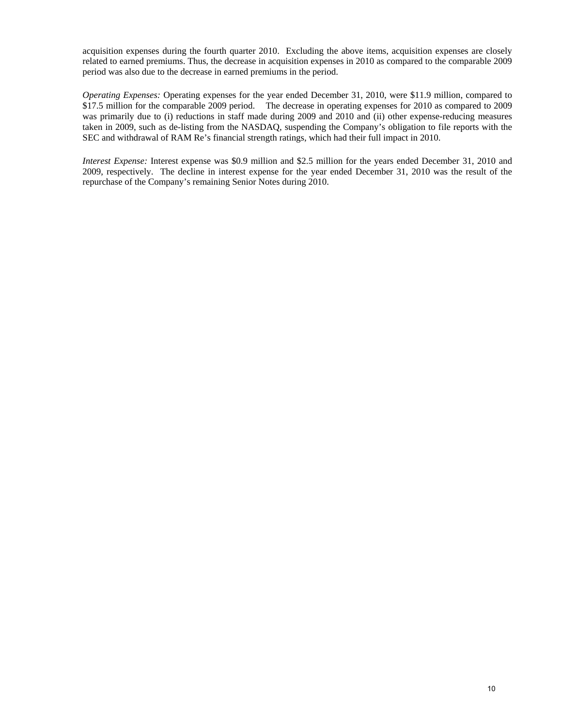acquisition expenses during the fourth quarter 2010. Excluding the above items, acquisition expenses are closely related to earned premiums. Thus, the decrease in acquisition expenses in 2010 as compared to the comparable 2009 period was also due to the decrease in earned premiums in the period.

*Operating Expenses:* Operating expenses for the year ended December 31, 2010, were $11.9 million, compared to $17.5 million for the comparable 2009 period. The decrease in operating expenses for 2010 as compared to 2009 was primarily due to (i) reductions in staff made during 2009 and 2010 and (ii) other expense-reducing measures taken in 2009, such as de-listing from the NASDAQ, suspending the Company's obligation to file reports with the SEC and withdrawal of RAM Re's financial strength ratings, which had their full impact in 2010.

*Interest Expense:* Interest expense was $0.9 million and $2.5 million for the years ended December 31, 2010 and 2009, respectively. The decline in interest expense for the year ended December 31, 2010 was the result of the repurchase of the Company's remaining Senior Notes during 2010.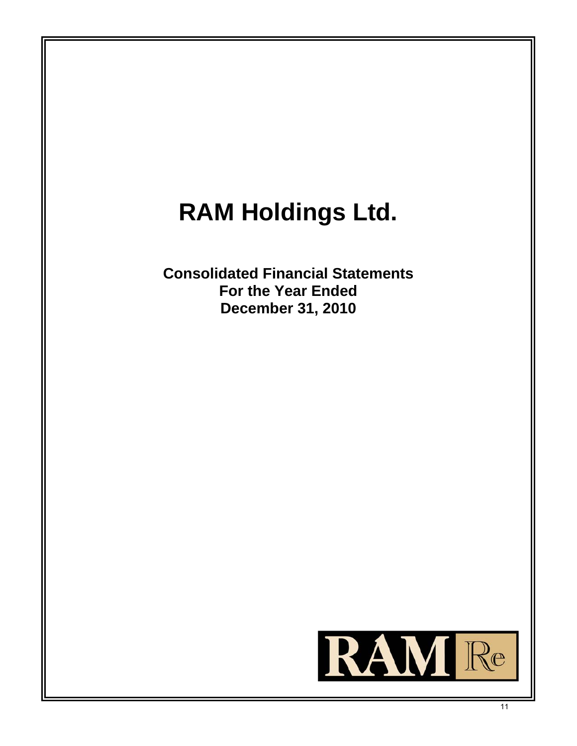# RAM Holdings Ltd.

**Consolidated Financial Statements**
**For the Year Ended**
**December 31, 2010**

RAM Re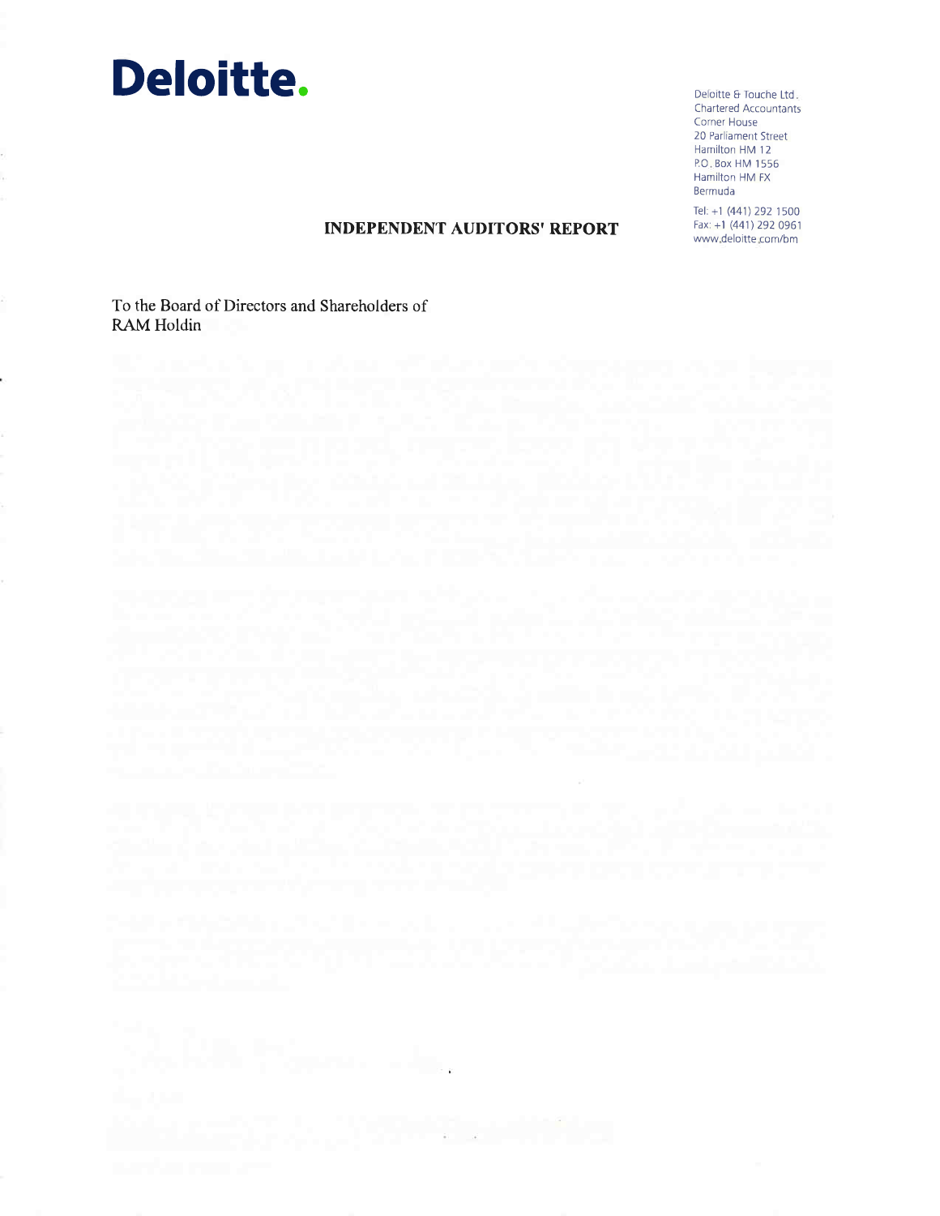# Deloitte.

Deloitte & Touche Ltd.
Chartered Accountants
Corner House
20 Parliament Street
Hamilton HM 12
P.O. Box HM 1556
Hamilton HM FX
Bermuda

Tel: +1 (441) 292 1500
Fax: +1 (441) 292 0961
www.deloitte.com/bm

## INDEPENDENT AUDITORS' REPORT

To the Board of Directors and Shareholders of
RAM Holdin